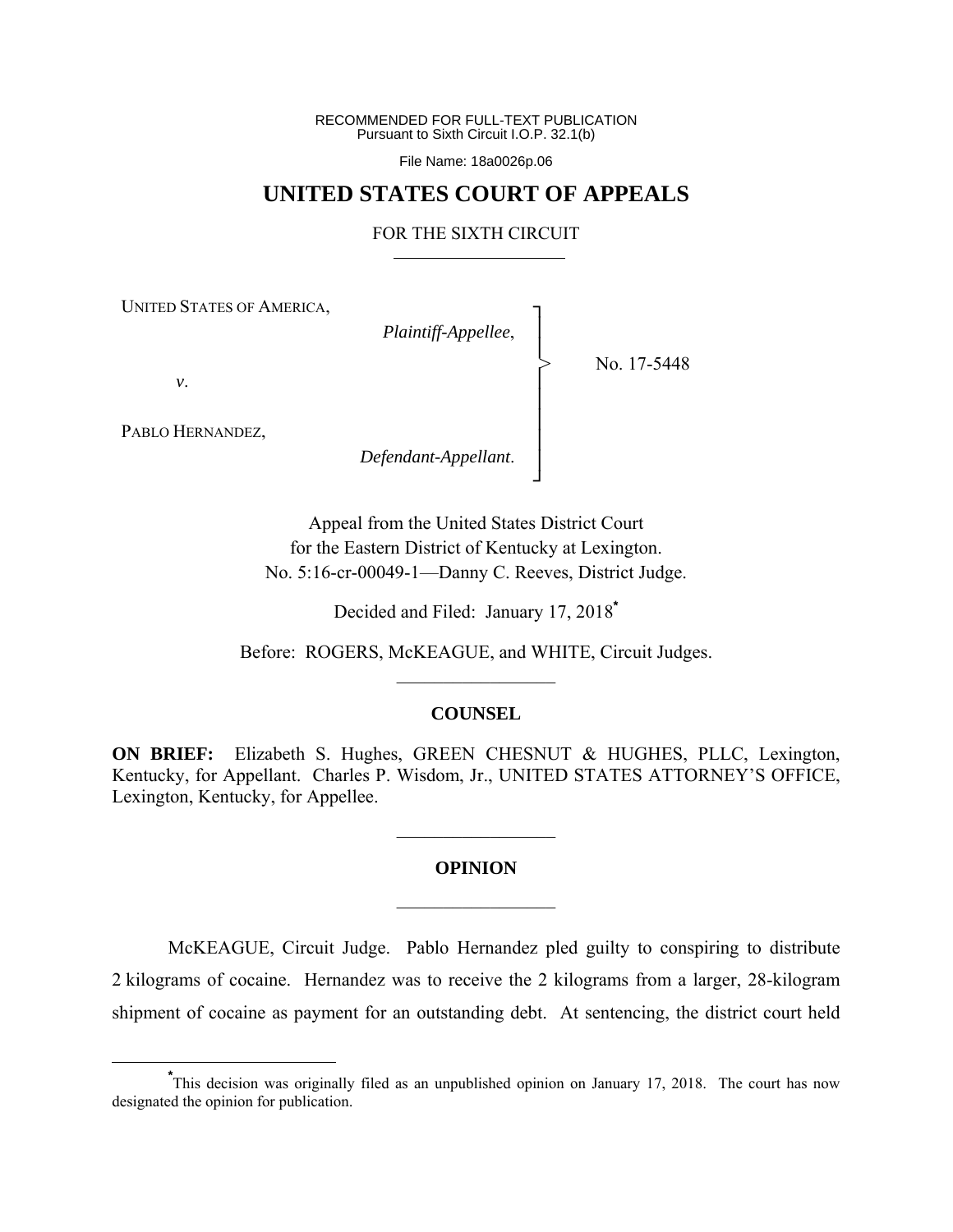RECOMMENDED FOR FULL-TEXT PUBLICATION
Pursuant to Sixth Circuit I.O.P. 32.1(b)

File Name: 18a0026p.06

# UNITED STATES COURT OF APPEALS

FOR THE SIXTH CIRCUIT

UNITED STATES OF AMERICA,
*Plaintiff-Appellee*,

*v*.

PABLO HERNANDEZ,
*Defendant-Appellant*.

No. 17-5448

Appeal from the United States District Court
for the Eastern District of Kentucky at Lexington.
No. 5:16-cr-00049-1—Danny C. Reeves, District Judge.

Decided and Filed: January 17, 2018[*]

Before: ROGERS, McKEAGUE, and WHITE, Circuit Judges.

## COUNSEL

**ON BRIEF:** Elizabeth S. Hughes, GREEN CHESNUT & HUGHES, PLLC, Lexington, Kentucky, for Appellant. Charles P. Wisdom, Jr., UNITED STATES ATTORNEY'S OFFICE, Lexington, Kentucky, for Appellee.

## OPINION

McKEAGUE, Circuit Judge. Pablo Hernandez pled guilty to conspiring to distribute 2 kilograms of cocaine. Hernandez was to receive the 2 kilograms from a larger, 28-kilogram shipment of cocaine as payment for an outstanding debt. At sentencing, the district court held

[*]This decision was originally filed as an unpublished opinion on January 17, 2018. The court has now designated the opinion for publication.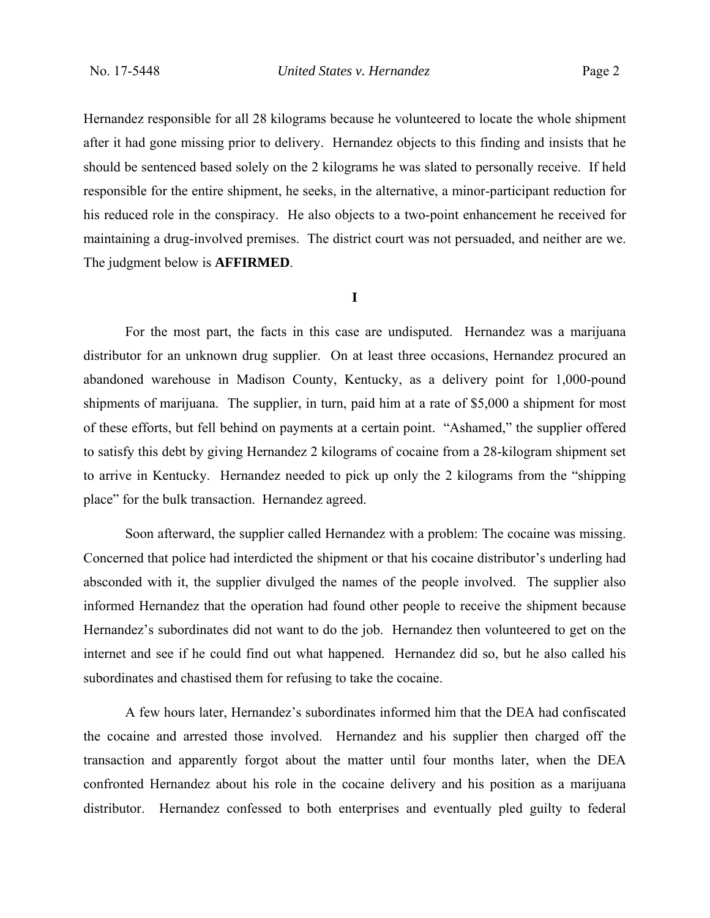Hernandez responsible for all 28 kilograms because he volunteered to locate the whole shipment after it had gone missing prior to delivery. Hernandez objects to this finding and insists that he should be sentenced based solely on the 2 kilograms he was slated to personally receive. If held responsible for the entire shipment, he seeks, in the alternative, a minor-participant reduction for his reduced role in the conspiracy. He also objects to a two-point enhancement he received for maintaining a drug-involved premises. The district court was not persuaded, and neither are we. The judgment below is **AFFIRMED**.

## I

For the most part, the facts in this case are undisputed. Hernandez was a marijuana distributor for an unknown drug supplier. On at least three occasions, Hernandez procured an abandoned warehouse in Madison County, Kentucky, as a delivery point for 1,000-pound shipments of marijuana. The supplier, in turn, paid him at a rate of $5,000 a shipment for most of these efforts, but fell behind on payments at a certain point. "Ashamed," the supplier offered to satisfy this debt by giving Hernandez 2 kilograms of cocaine from a 28-kilogram shipment set to arrive in Kentucky. Hernandez needed to pick up only the 2 kilograms from the "shipping place" for the bulk transaction. Hernandez agreed.

Soon afterward, the supplier called Hernandez with a problem: The cocaine was missing. Concerned that police had interdicted the shipment or that his cocaine distributor's underling had absconded with it, the supplier divulged the names of the people involved. The supplier also informed Hernandez that the operation had found other people to receive the shipment because Hernandez's subordinates did not want to do the job. Hernandez then volunteered to get on the internet and see if he could find out what happened. Hernandez did so, but he also called his subordinates and chastised them for refusing to take the cocaine.

A few hours later, Hernandez's subordinates informed him that the DEA had confiscated the cocaine and arrested those involved. Hernandez and his supplier then charged off the transaction and apparently forgot about the matter until four months later, when the DEA confronted Hernandez about his role in the cocaine delivery and his position as a marijuana distributor. Hernandez confessed to both enterprises and eventually pled guilty to federal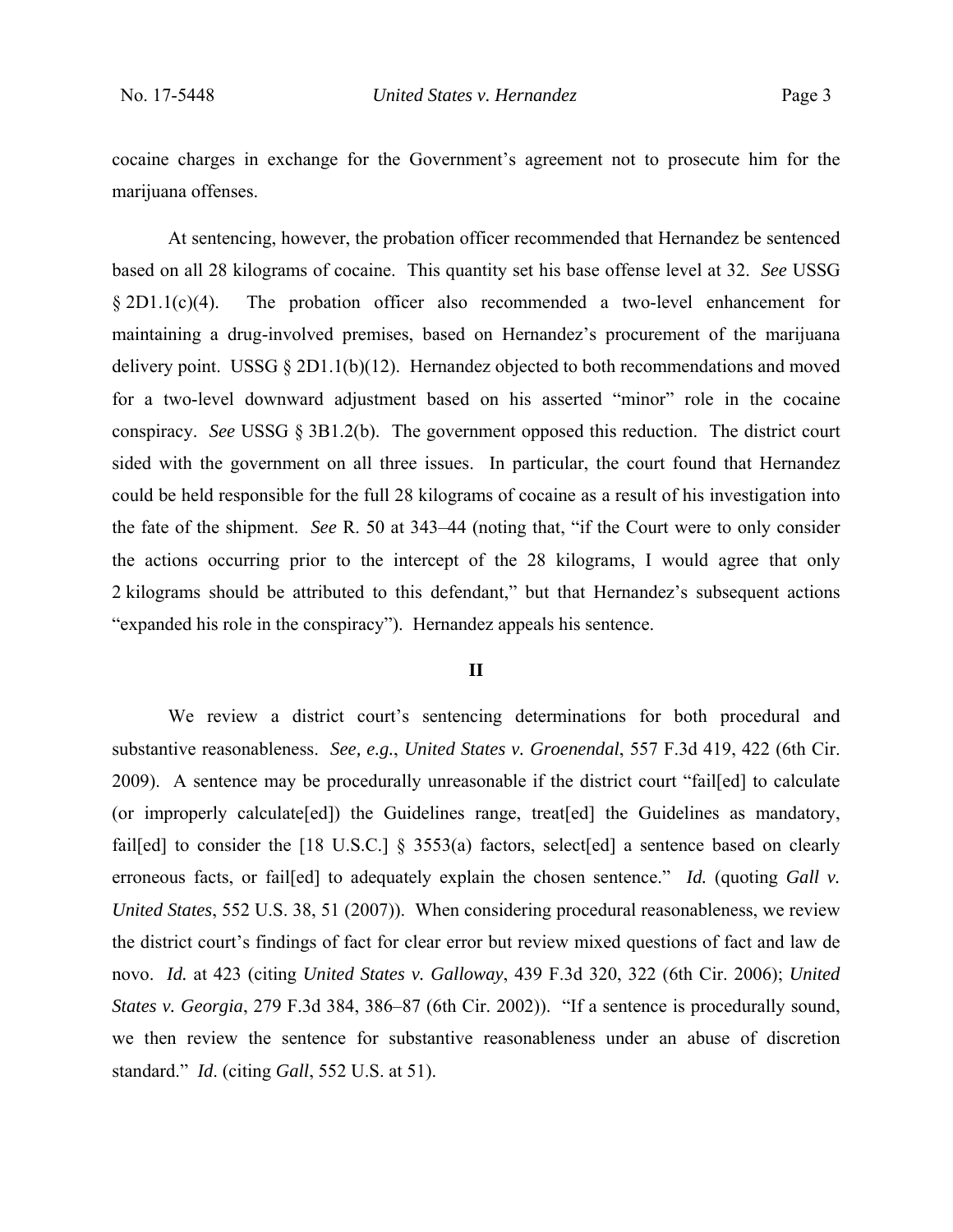cocaine charges in exchange for the Government's agreement not to prosecute him for the marijuana offenses.

At sentencing, however, the probation officer recommended that Hernandez be sentenced based on all 28 kilograms of cocaine. This quantity set his base offense level at 32. *See* USSG § 2D1.1(c)(4). The probation officer also recommended a two-level enhancement for maintaining a drug-involved premises, based on Hernandez's procurement of the marijuana delivery point. USSG § 2D1.1(b)(12). Hernandez objected to both recommendations and moved for a two-level downward adjustment based on his asserted "minor" role in the cocaine conspiracy. *See* USSG § 3B1.2(b). The government opposed this reduction. The district court sided with the government on all three issues. In particular, the court found that Hernandez could be held responsible for the full 28 kilograms of cocaine as a result of his investigation into the fate of the shipment. *See* R. 50 at 343–44 (noting that, "if the Court were to only consider the actions occurring prior to the intercept of the 28 kilograms, I would agree that only 2 kilograms should be attributed to this defendant," but that Hernandez's subsequent actions "expanded his role in the conspiracy"). Hernandez appeals his sentence.

## II

We review a district court's sentencing determinations for both procedural and substantive reasonableness. *See, e.g.*, *United States v. Groenendal*, 557 F.3d 419, 422 (6th Cir. 2009). A sentence may be procedurally unreasonable if the district court "fail[ed] to calculate (or improperly calculate[ed]) the Guidelines range, treat[ed] the Guidelines as mandatory, fail[ed] to consider the [18 U.S.C.] § 3553(a) factors, select[ed] a sentence based on clearly erroneous facts, or fail[ed] to adequately explain the chosen sentence." *Id.* (quoting *Gall v. United States*, 552 U.S. 38, 51 (2007)). When considering procedural reasonableness, we review the district court's findings of fact for clear error but review mixed questions of fact and law de novo. *Id.* at 423 (citing *United States v. Galloway*, 439 F.3d 320, 322 (6th Cir. 2006); *United States v. Georgia*, 279 F.3d 384, 386–87 (6th Cir. 2002)). "If a sentence is procedurally sound, we then review the sentence for substantive reasonableness under an abuse of discretion standard." *Id*. (citing *Gall*, 552 U.S. at 51).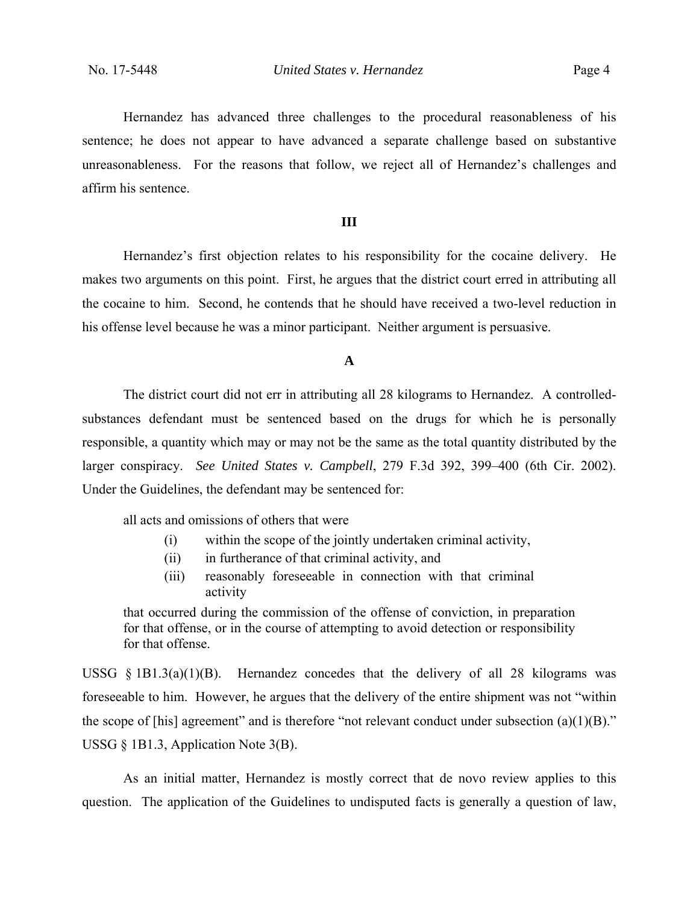Hernandez has advanced three challenges to the procedural reasonableness of his sentence; he does not appear to have advanced a separate challenge based on substantive unreasonableness. For the reasons that follow, we reject all of Hernandez's challenges and affirm his sentence.

## III

Hernandez's first objection relates to his responsibility for the cocaine delivery. He makes two arguments on this point. First, he argues that the district court erred in attributing all the cocaine to him. Second, he contends that he should have received a two-level reduction in his offense level because he was a minor participant. Neither argument is persuasive.

### A

The district court did not err in attributing all 28 kilograms to Hernandez. A controlled-substances defendant must be sentenced based on the drugs for which he is personally responsible, a quantity which may or may not be the same as the total quantity distributed by the larger conspiracy. *See United States v. Campbell*, 279 F.3d 392, 399–400 (6th Cir. 2002). Under the Guidelines, the defendant may be sentenced for:

> all acts and omissions of others that were
>
> (i) within the scope of the jointly undertaken criminal activity,
> (ii) in furtherance of that criminal activity, and
> (iii) reasonably foreseeable in connection with that criminal activity
>
> that occurred during the commission of the offense of conviction, in preparation for that offense, or in the course of attempting to avoid detection or responsibility for that offense.

USSG § 1B1.3(a)(1)(B). Hernandez concedes that the delivery of all 28 kilograms was foreseeable to him. However, he argues that the delivery of the entire shipment was not "within the scope of [his] agreement" and is therefore "not relevant conduct under subsection (a)(1)(B)." USSG § 1B1.3, Application Note 3(B).

As an initial matter, Hernandez is mostly correct that de novo review applies to this question. The application of the Guidelines to undisputed facts is generally a question of law,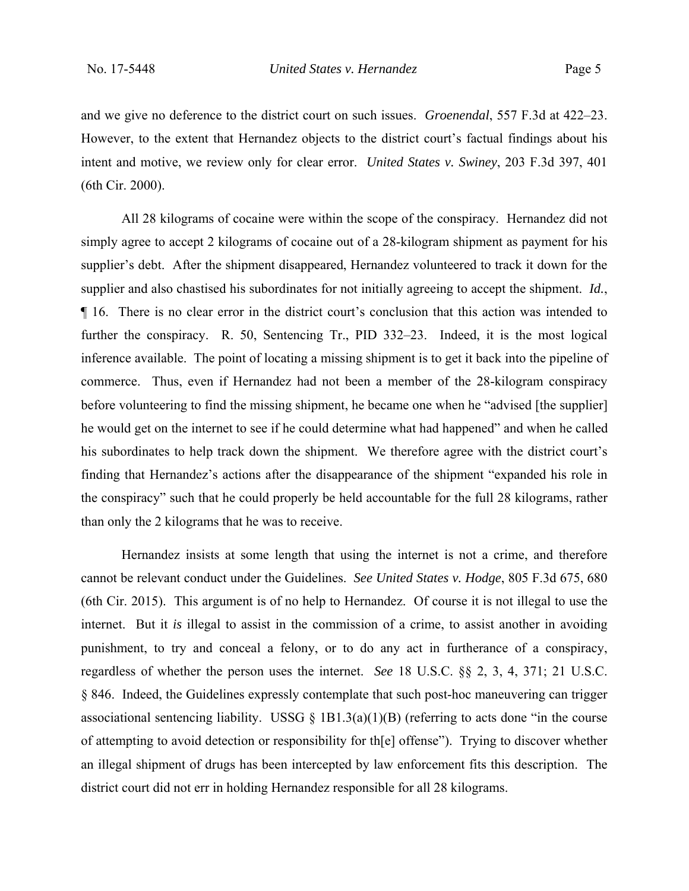and we give no deference to the district court on such issues. *Groenendal*, 557 F.3d at 422–23. However, to the extent that Hernandez objects to the district court's factual findings about his intent and motive, we review only for clear error. *United States v. Swiney*, 203 F.3d 397, 401 (6th Cir. 2000).

All 28 kilograms of cocaine were within the scope of the conspiracy. Hernandez did not simply agree to accept 2 kilograms of cocaine out of a 28-kilogram shipment as payment for his supplier's debt. After the shipment disappeared, Hernandez volunteered to track it down for the supplier and also chastised his subordinates for not initially agreeing to accept the shipment. *Id.*, ¶ 16. There is no clear error in the district court's conclusion that this action was intended to further the conspiracy. R. 50, Sentencing Tr., PID 332–23. Indeed, it is the most logical inference available. The point of locating a missing shipment is to get it back into the pipeline of commerce. Thus, even if Hernandez had not been a member of the 28-kilogram conspiracy before volunteering to find the missing shipment, he became one when he "advised [the supplier] he would get on the internet to see if he could determine what had happened" and when he called his subordinates to help track down the shipment. We therefore agree with the district court's finding that Hernandez's actions after the disappearance of the shipment "expanded his role in the conspiracy" such that he could properly be held accountable for the full 28 kilograms, rather than only the 2 kilograms that he was to receive.

Hernandez insists at some length that using the internet is not a crime, and therefore cannot be relevant conduct under the Guidelines. *See United States v. Hodge*, 805 F.3d 675, 680 (6th Cir. 2015). This argument is of no help to Hernandez. Of course it is not illegal to use the internet. But it *is* illegal to assist in the commission of a crime, to assist another in avoiding punishment, to try and conceal a felony, or to do any act in furtherance of a conspiracy, regardless of whether the person uses the internet. *See* 18 U.S.C. §§ 2, 3, 4, 371; 21 U.S.C. § 846. Indeed, the Guidelines expressly contemplate that such post-hoc maneuvering can trigger associational sentencing liability. USSG § 1B1.3(a)(1)(B) (referring to acts done "in the course of attempting to avoid detection or responsibility for th[e] offense"). Trying to discover whether an illegal shipment of drugs has been intercepted by law enforcement fits this description. The district court did not err in holding Hernandez responsible for all 28 kilograms.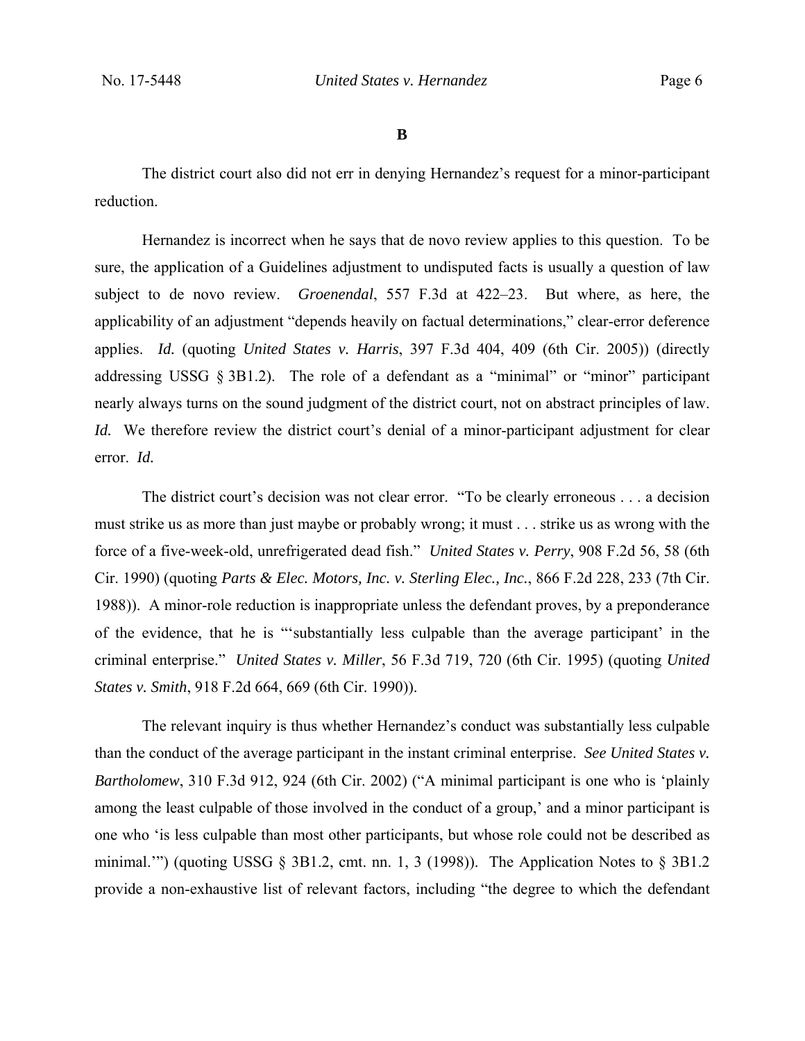### B

The district court also did not err in denying Hernandez's request for a minor-participant reduction.

Hernandez is incorrect when he says that de novo review applies to this question. To be sure, the application of a Guidelines adjustment to undisputed facts is usually a question of law subject to de novo review. *Groenendal*, 557 F.3d at 422–23. But where, as here, the applicability of an adjustment "depends heavily on factual determinations," clear-error deference applies. *Id.* (quoting *United States v. Harris*, 397 F.3d 404, 409 (6th Cir. 2005)) (directly addressing USSG § 3B1.2). The role of a defendant as a "minimal" or "minor" participant nearly always turns on the sound judgment of the district court, not on abstract principles of law. *Id.* We therefore review the district court's denial of a minor-participant adjustment for clear error. *Id.*

The district court's decision was not clear error. "To be clearly erroneous . . . a decision must strike us as more than just maybe or probably wrong; it must . . . strike us as wrong with the force of a five-week-old, unrefrigerated dead fish." *United States v. Perry*, 908 F.2d 56, 58 (6th Cir. 1990) (quoting *Parts & Elec. Motors, Inc. v. Sterling Elec., Inc.*, 866 F.2d 228, 233 (7th Cir. 1988)). A minor-role reduction is inappropriate unless the defendant proves, by a preponderance of the evidence, that he is "'substantially less culpable than the average participant' in the criminal enterprise." *United States v. Miller*, 56 F.3d 719, 720 (6th Cir. 1995) (quoting *United States v. Smith*, 918 F.2d 664, 669 (6th Cir. 1990)).

The relevant inquiry is thus whether Hernandez's conduct was substantially less culpable than the conduct of the average participant in the instant criminal enterprise. *See United States v. Bartholomew*, 310 F.3d 912, 924 (6th Cir. 2002) ("A minimal participant is one who is 'plainly among the least culpable of those involved in the conduct of a group,' and a minor participant is one who 'is less culpable than most other participants, but whose role could not be described as minimal.'") (quoting USSG § 3B1.2, cmt. nn. 1, 3 (1998)). The Application Notes to § 3B1.2 provide a non-exhaustive list of relevant factors, including "the degree to which the defendant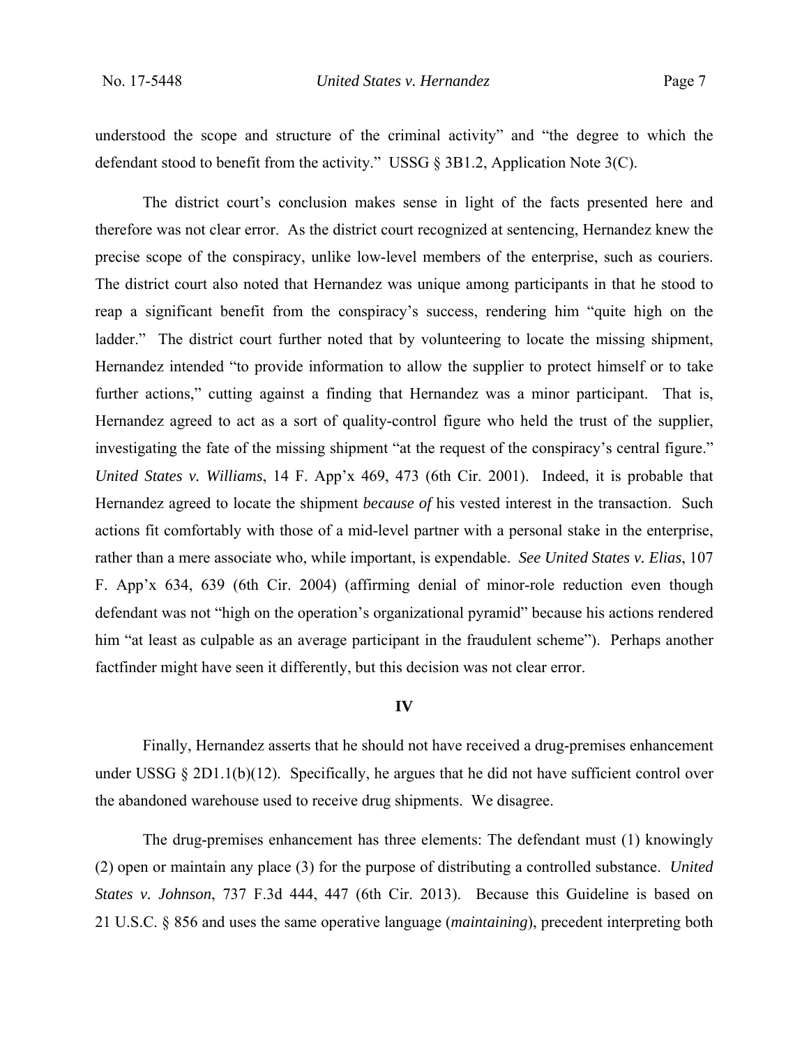understood the scope and structure of the criminal activity" and "the degree to which the defendant stood to benefit from the activity." USSG § 3B1.2, Application Note 3(C).

The district court's conclusion makes sense in light of the facts presented here and therefore was not clear error. As the district court recognized at sentencing, Hernandez knew the precise scope of the conspiracy, unlike low-level members of the enterprise, such as couriers. The district court also noted that Hernandez was unique among participants in that he stood to reap a significant benefit from the conspiracy's success, rendering him "quite high on the ladder." The district court further noted that by volunteering to locate the missing shipment, Hernandez intended "to provide information to allow the supplier to protect himself or to take further actions," cutting against a finding that Hernandez was a minor participant. That is, Hernandez agreed to act as a sort of quality-control figure who held the trust of the supplier, investigating the fate of the missing shipment "at the request of the conspiracy's central figure." *United States v. Williams*, 14 F. App'x 469, 473 (6th Cir. 2001). Indeed, it is probable that Hernandez agreed to locate the shipment *because of* his vested interest in the transaction. Such actions fit comfortably with those of a mid-level partner with a personal stake in the enterprise, rather than a mere associate who, while important, is expendable. *See United States v. Elias*, 107 F. App'x 634, 639 (6th Cir. 2004) (affirming denial of minor-role reduction even though defendant was not "high on the operation's organizational pyramid" because his actions rendered him "at least as culpable as an average participant in the fraudulent scheme"). Perhaps another factfinder might have seen it differently, but this decision was not clear error.

## IV

Finally, Hernandez asserts that he should not have received a drug-premises enhancement under USSG § 2D1.1(b)(12). Specifically, he argues that he did not have sufficient control over the abandoned warehouse used to receive drug shipments. We disagree.

The drug-premises enhancement has three elements: The defendant must (1) knowingly (2) open or maintain any place (3) for the purpose of distributing a controlled substance. *United States v. Johnson*, 737 F.3d 444, 447 (6th Cir. 2013). Because this Guideline is based on 21 U.S.C. § 856 and uses the same operative language (*maintaining*), precedent interpreting both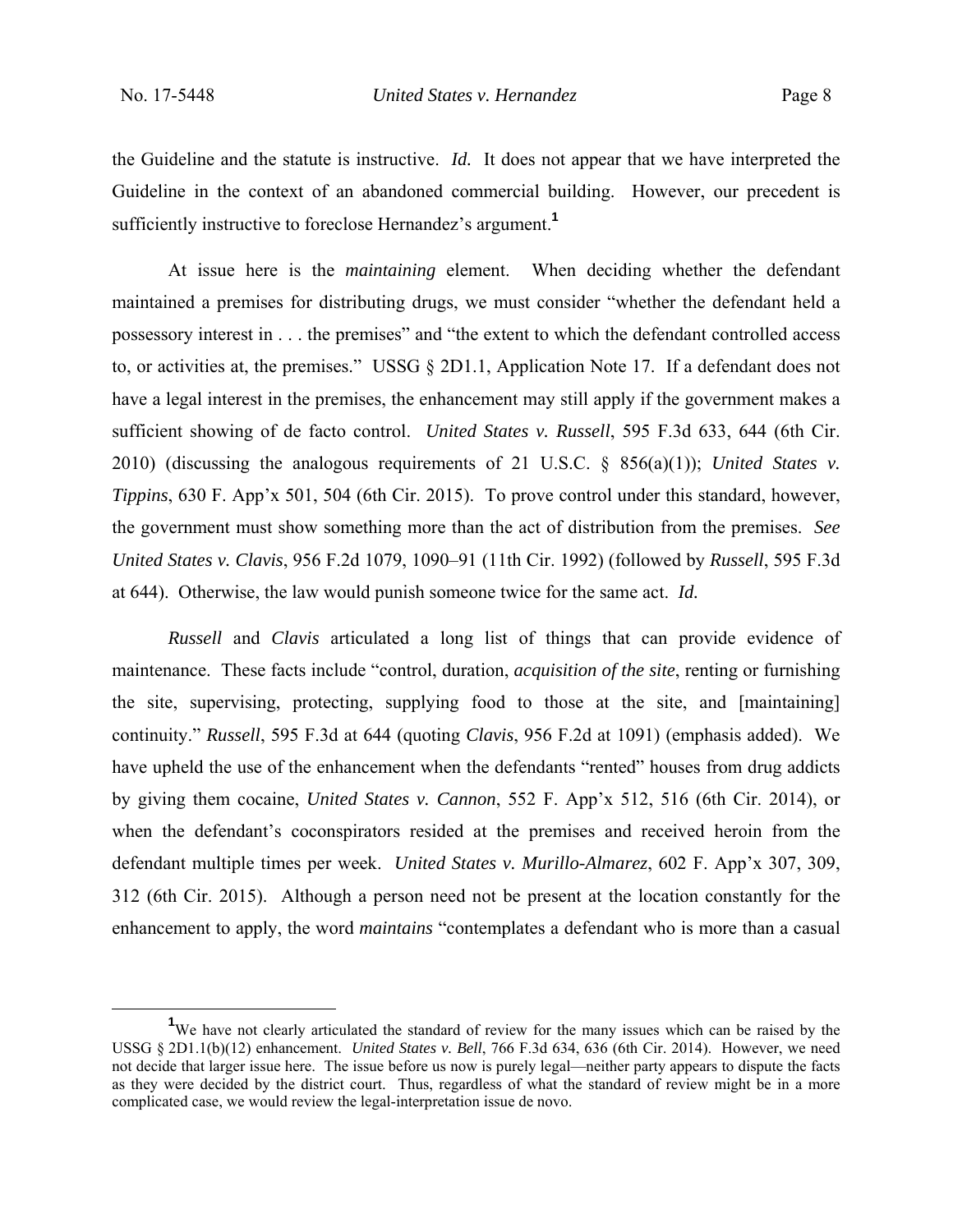the Guideline and the statute is instructive. *Id.* It does not appear that we have interpreted the Guideline in the context of an abandoned commercial building. However, our precedent is sufficiently instructive to foreclose Hernandez's argument.[1]

At issue here is the *maintaining* element. When deciding whether the defendant maintained a premises for distributing drugs, we must consider "whether the defendant held a possessory interest in . . . the premises" and "the extent to which the defendant controlled access to, or activities at, the premises." USSG § 2D1.1, Application Note 17. If a defendant does not have a legal interest in the premises, the enhancement may still apply if the government makes a sufficient showing of de facto control. *United States v. Russell*, 595 F.3d 633, 644 (6th Cir. 2010) (discussing the analogous requirements of 21 U.S.C. § 856(a)(1)); *United States v. Tippins*, 630 F. App'x 501, 504 (6th Cir. 2015). To prove control under this standard, however, the government must show something more than the act of distribution from the premises. *See United States v. Clavis*, 956 F.2d 1079, 1090–91 (11th Cir. 1992) (followed by *Russell*, 595 F.3d at 644). Otherwise, the law would punish someone twice for the same act. *Id.*

*Russell* and *Clavis* articulated a long list of things that can provide evidence of maintenance. These facts include "control, duration, *acquisition of the site*, renting or furnishing the site, supervising, protecting, supplying food to those at the site, and [maintaining] continuity." *Russell*, 595 F.3d at 644 (quoting *Clavis*, 956 F.2d at 1091) (emphasis added). We have upheld the use of the enhancement when the defendants "rented" houses from drug addicts by giving them cocaine, *United States v. Cannon*, 552 F. App'x 512, 516 (6th Cir. 2014), or when the defendant's coconspirators resided at the premises and received heroin from the defendant multiple times per week. *United States v. Murillo-Almarez*, 602 F. App'x 307, 309, 312 (6th Cir. 2015). Although a person need not be present at the location constantly for the enhancement to apply, the word *maintains* "contemplates a defendant who is more than a casual

[1] We have not clearly articulated the standard of review for the many issues which can be raised by the USSG § 2D1.1(b)(12) enhancement. *United States v. Bell*, 766 F.3d 634, 636 (6th Cir. 2014). However, we need not decide that larger issue here. The issue before us now is purely legal—neither party appears to dispute the facts as they were decided by the district court. Thus, regardless of what the standard of review might be in a more complicated case, we would review the legal-interpretation issue de novo.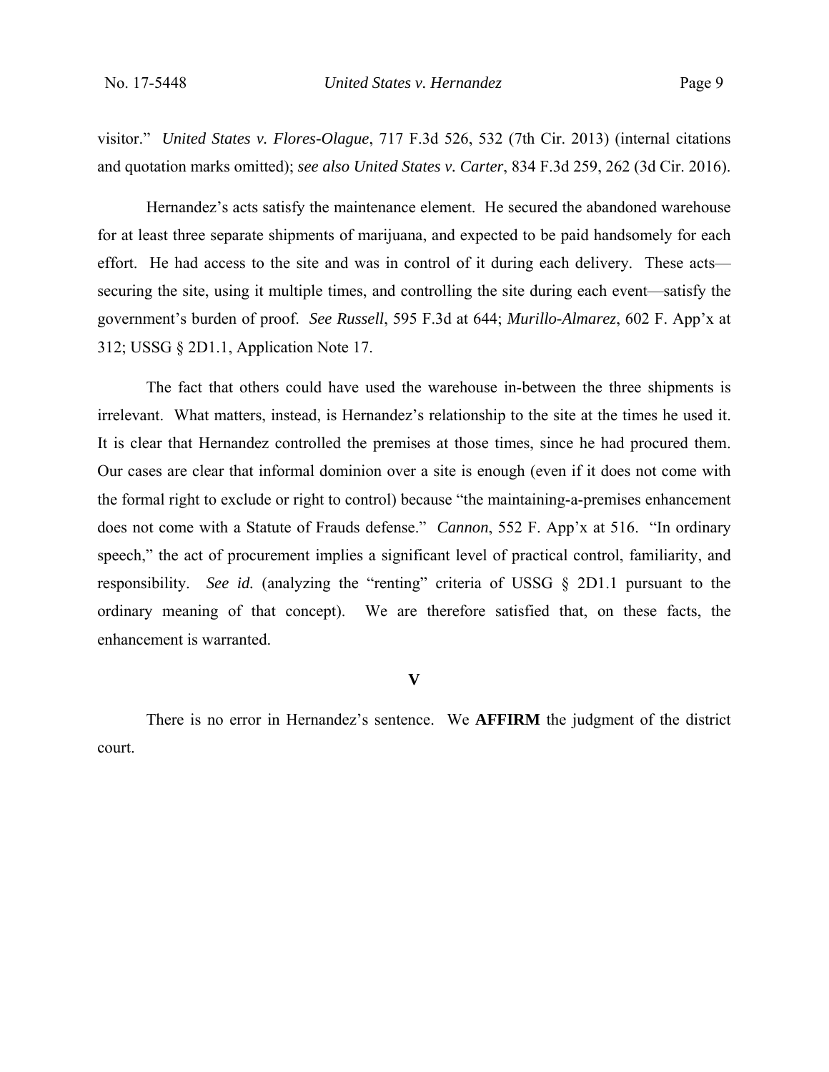visitor." *United States v. Flores-Olague*, 717 F.3d 526, 532 (7th Cir. 2013) (internal citations and quotation marks omitted); *see also United States v. Carter*, 834 F.3d 259, 262 (3d Cir. 2016).

Hernandez's acts satisfy the maintenance element. He secured the abandoned warehouse for at least three separate shipments of marijuana, and expected to be paid handsomely for each effort. He had access to the site and was in control of it during each delivery. These acts—securing the site, using it multiple times, and controlling the site during each event—satisfy the government's burden of proof. *See Russell*, 595 F.3d at 644; *Murillo-Almarez*, 602 F. App'x at 312; USSG § 2D1.1, Application Note 17.

The fact that others could have used the warehouse in-between the three shipments is irrelevant. What matters, instead, is Hernandez's relationship to the site at the times he used it. It is clear that Hernandez controlled the premises at those times, since he had procured them. Our cases are clear that informal dominion over a site is enough (even if it does not come with the formal right to exclude or right to control) because "the maintaining-a-premises enhancement does not come with a Statute of Frauds defense." *Cannon*, 552 F. App'x at 516. "In ordinary speech," the act of procurement implies a significant level of practical control, familiarity, and responsibility. *See id.* (analyzing the "renting" criteria of USSG § 2D1.1 pursuant to the ordinary meaning of that concept). We are therefore satisfied that, on these facts, the enhancement is warranted.

## V

There is no error in Hernandez's sentence. We **AFFIRM** the judgment of the district court.